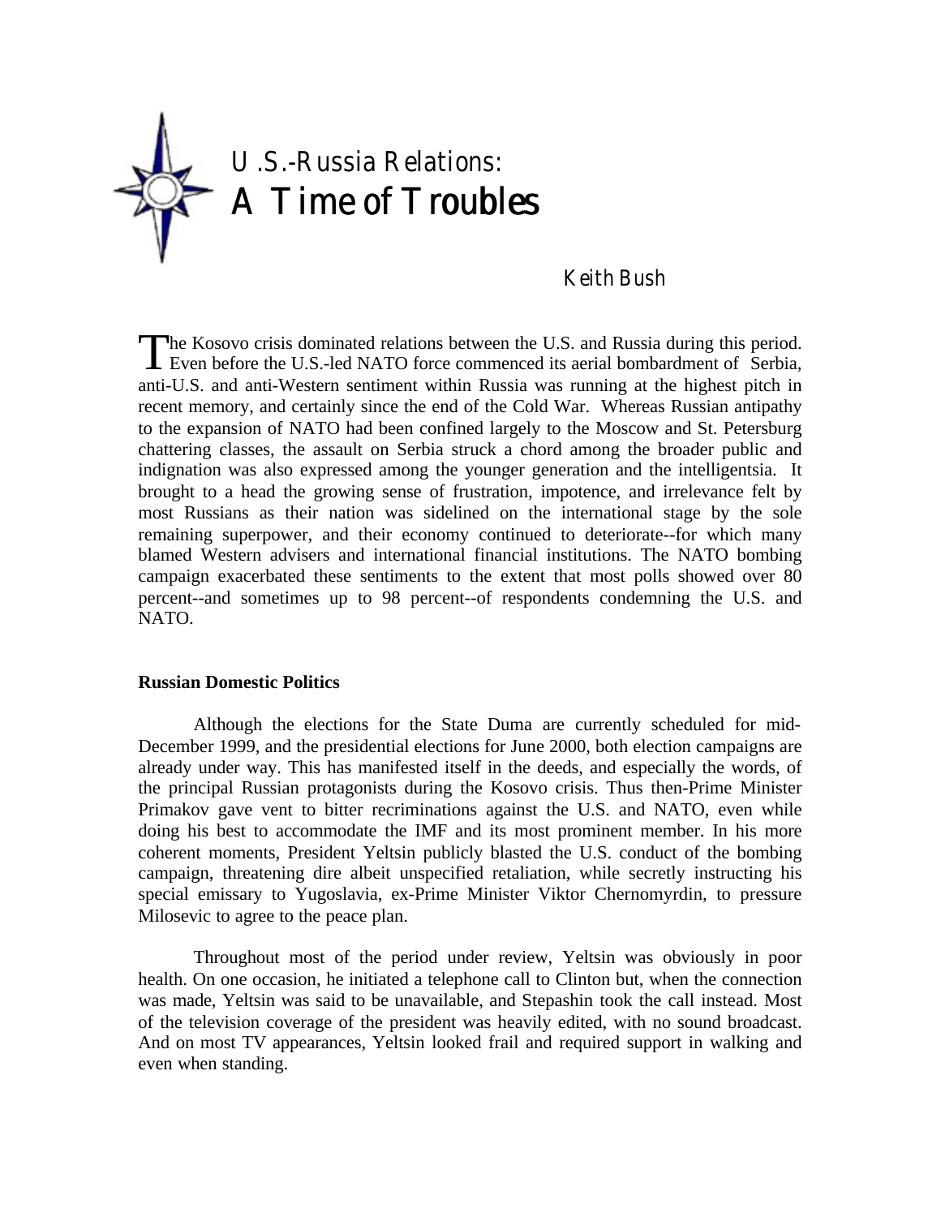# U.S.-Russia Relations:
# A Time of Troubles

Keith Bush

The Kosovo crisis dominated relations between the U.S. and Russia during this period. Even before the U.S.-led NATO force commenced its aerial bombardment of Serbia, anti-U.S. and anti-Western sentiment within Russia was running at the highest pitch in recent memory, and certainly since the end of the Cold War. Whereas Russian antipathy to the expansion of NATO had been confined largely to the Moscow and St. Petersburg chattering classes, the assault on Serbia struck a chord among the broader public and indignation was also expressed among the younger generation and the intelligentsia. It brought to a head the growing sense of frustration, impotence, and irrelevance felt by most Russians as their nation was sidelined on the international stage by the sole remaining superpower, and their economy continued to deteriorate--for which many blamed Western advisers and international financial institutions. The NATO bombing campaign exacerbated these sentiments to the extent that most polls showed over 80 percent--and sometimes up to 98 percent--of respondents condemning the U.S. and NATO.

## Russian Domestic Politics

Although the elections for the State Duma are currently scheduled for mid-December 1999, and the presidential elections for June 2000, both election campaigns are already under way. This has manifested itself in the deeds, and especially the words, of the principal Russian protagonists during the Kosovo crisis. Thus then-Prime Minister Primakov gave vent to bitter recriminations against the U.S. and NATO, even while doing his best to accommodate the IMF and its most prominent member. In his more coherent moments, President Yeltsin publicly blasted the U.S. conduct of the bombing campaign, threatening dire albeit unspecified retaliation, while secretly instructing his special emissary to Yugoslavia, ex-Prime Minister Viktor Chernomyrdin, to pressure Milosevic to agree to the peace plan.

Throughout most of the period under review, Yeltsin was obviously in poor health. On one occasion, he initiated a telephone call to Clinton but, when the connection was made, Yeltsin was said to be unavailable, and Stepashin took the call instead. Most of the television coverage of the president was heavily edited, with no sound broadcast. And on most TV appearances, Yeltsin looked frail and required support in walking and even when standing.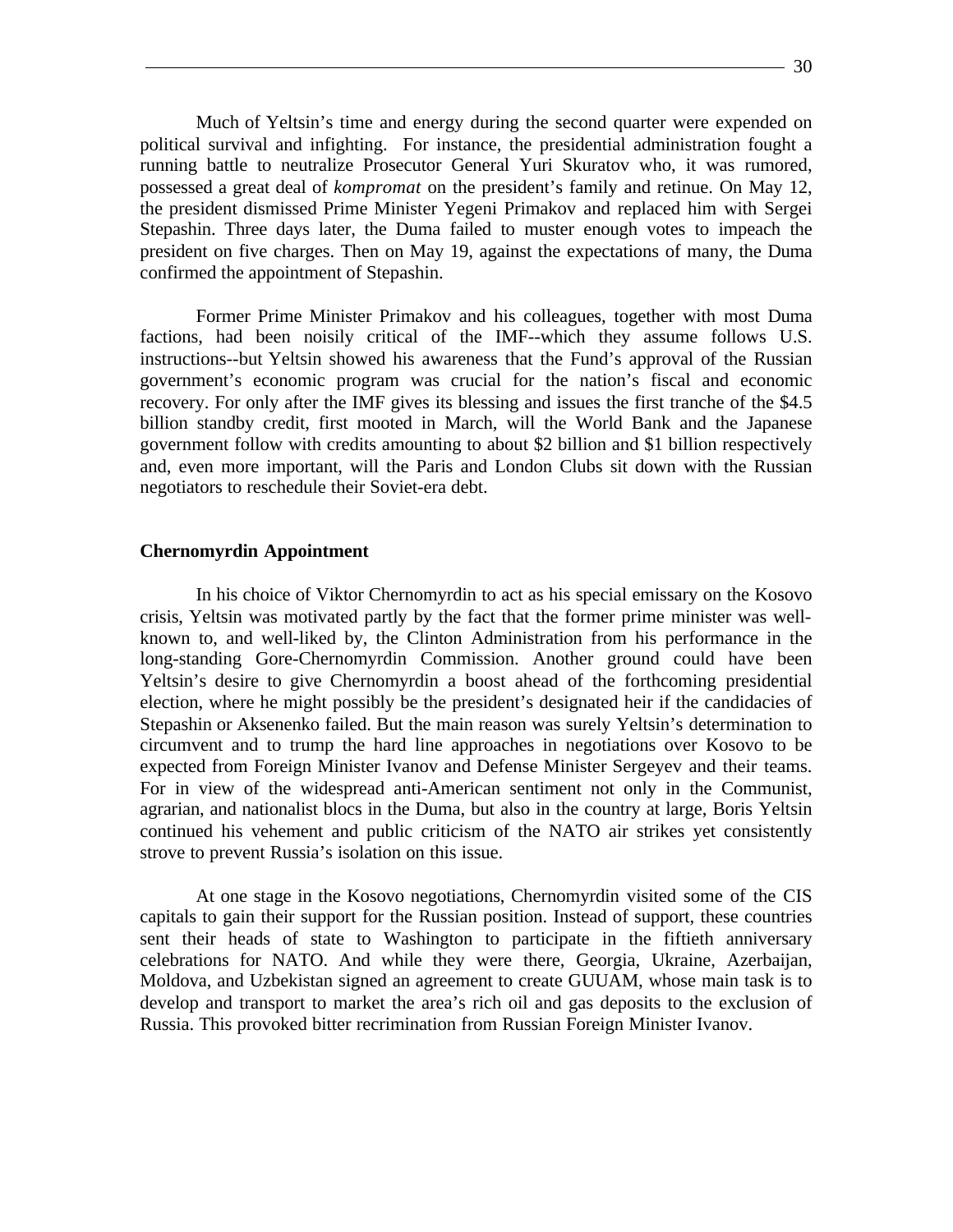Much of Yeltsin's time and energy during the second quarter were expended on political survival and infighting. For instance, the presidential administration fought a running battle to neutralize Prosecutor General Yuri Skuratov who, it was rumored, possessed a great deal of *kompromat* on the president's family and retinue. On May 12, the president dismissed Prime Minister Yegeni Primakov and replaced him with Sergei Stepashin. Three days later, the Duma failed to muster enough votes to impeach the president on five charges. Then on May 19, against the expectations of many, the Duma confirmed the appointment of Stepashin.

Former Prime Minister Primakov and his colleagues, together with most Duma factions, had been noisily critical of the IMF--which they assume follows U.S. instructions--but Yeltsin showed his awareness that the Fund's approval of the Russian government's economic program was crucial for the nation's fiscal and economic recovery. For only after the IMF gives its blessing and issues the first tranche of the $4.5 billion standby credit, first mooted in March, will the World Bank and the Japanese government follow with credits amounting to about $2 billion and $1 billion respectively and, even more important, will the Paris and London Clubs sit down with the Russian negotiators to reschedule their Soviet-era debt.

**Chernomyrdin Appointment**

In his choice of Viktor Chernomyrdin to act as his special emissary on the Kosovo crisis, Yeltsin was motivated partly by the fact that the former prime minister was well-known to, and well-liked by, the Clinton Administration from his performance in the long-standing Gore-Chernomyrdin Commission. Another ground could have been Yeltsin's desire to give Chernomyrdin a boost ahead of the forthcoming presidential election, where he might possibly be the president's designated heir if the candidacies of Stepashin or Aksenenko failed. But the main reason was surely Yeltsin's determination to circumvent and to trump the hard line approaches in negotiations over Kosovo to be expected from Foreign Minister Ivanov and Defense Minister Sergeyev and their teams. For in view of the widespread anti-American sentiment not only in the Communist, agrarian, and nationalist blocs in the Duma, but also in the country at large, Boris Yeltsin continued his vehement and public criticism of the NATO air strikes yet consistently strove to prevent Russia's isolation on this issue.

At one stage in the Kosovo negotiations, Chernomyrdin visited some of the CIS capitals to gain their support for the Russian position. Instead of support, these countries sent their heads of state to Washington to participate in the fiftieth anniversary celebrations for NATO. And while they were there, Georgia, Ukraine, Azerbaijan, Moldova, and Uzbekistan signed an agreement to create GUUAM, whose main task is to develop and transport to market the area's rich oil and gas deposits to the exclusion of Russia. This provoked bitter recrimination from Russian Foreign Minister Ivanov.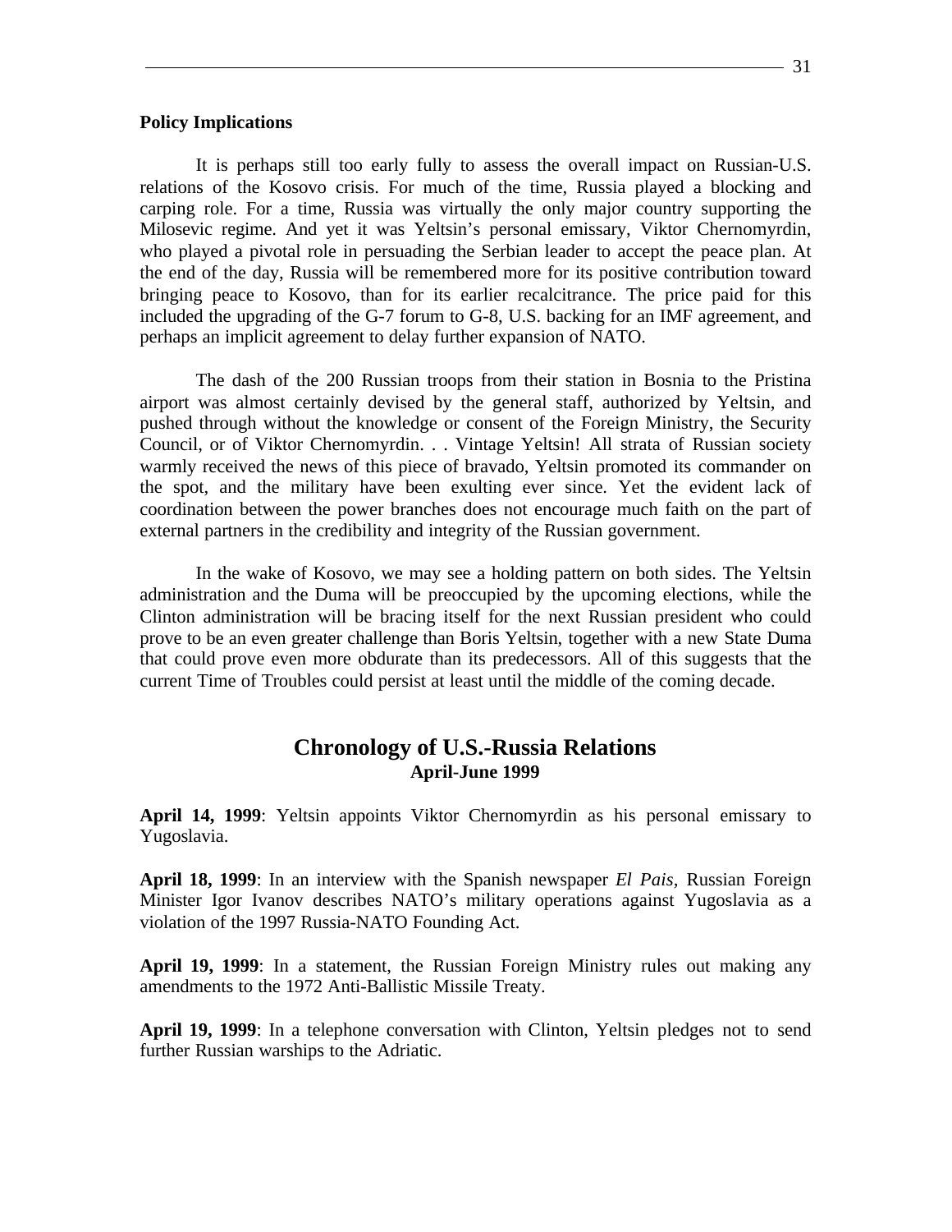**Policy Implications**

It is perhaps still too early fully to assess the overall impact on Russian-U.S. relations of the Kosovo crisis. For much of the time, Russia played a blocking and carping role. For a time, Russia was virtually the only major country supporting the Milosevic regime. And yet it was Yeltsin's personal emissary, Viktor Chernomyrdin, who played a pivotal role in persuading the Serbian leader to accept the peace plan. At the end of the day, Russia will be remembered more for its positive contribution toward bringing peace to Kosovo, than for its earlier recalcitrance. The price paid for this included the upgrading of the G-7 forum to G-8, U.S. backing for an IMF agreement, and perhaps an implicit agreement to delay further expansion of NATO.

The dash of the 200 Russian troops from their station in Bosnia to the Pristina airport was almost certainly devised by the general staff, authorized by Yeltsin, and pushed through without the knowledge or consent of the Foreign Ministry, the Security Council, or of Viktor Chernomyrdin. . . Vintage Yeltsin! All strata of Russian society warmly received the news of this piece of bravado, Yeltsin promoted its commander on the spot, and the military have been exulting ever since. Yet the evident lack of coordination between the power branches does not encourage much faith on the part of external partners in the credibility and integrity of the Russian government.

In the wake of Kosovo, we may see a holding pattern on both sides. The Yeltsin administration and the Duma will be preoccupied by the upcoming elections, while the Clinton administration will be bracing itself for the next Russian president who could prove to be an even greater challenge than Boris Yeltsin, together with a new State Duma that could prove even more obdurate than its predecessors. All of this suggests that the current Time of Troubles could persist at least until the middle of the coming decade.

## Chronology of U.S.-Russia Relations
### April-June 1999

**April 14, 1999**: Yeltsin appoints Viktor Chernomyrdin as his personal emissary to Yugoslavia.

**April 18, 1999**: In an interview with the Spanish newspaper *El Pais*, Russian Foreign Minister Igor Ivanov describes NATO's military operations against Yugoslavia as a violation of the 1997 Russia-NATO Founding Act.

**April 19, 1999**: In a statement, the Russian Foreign Ministry rules out making any amendments to the 1972 Anti-Ballistic Missile Treaty.

**April 19, 1999**: In a telephone conversation with Clinton, Yeltsin pledges not to send further Russian warships to the Adriatic.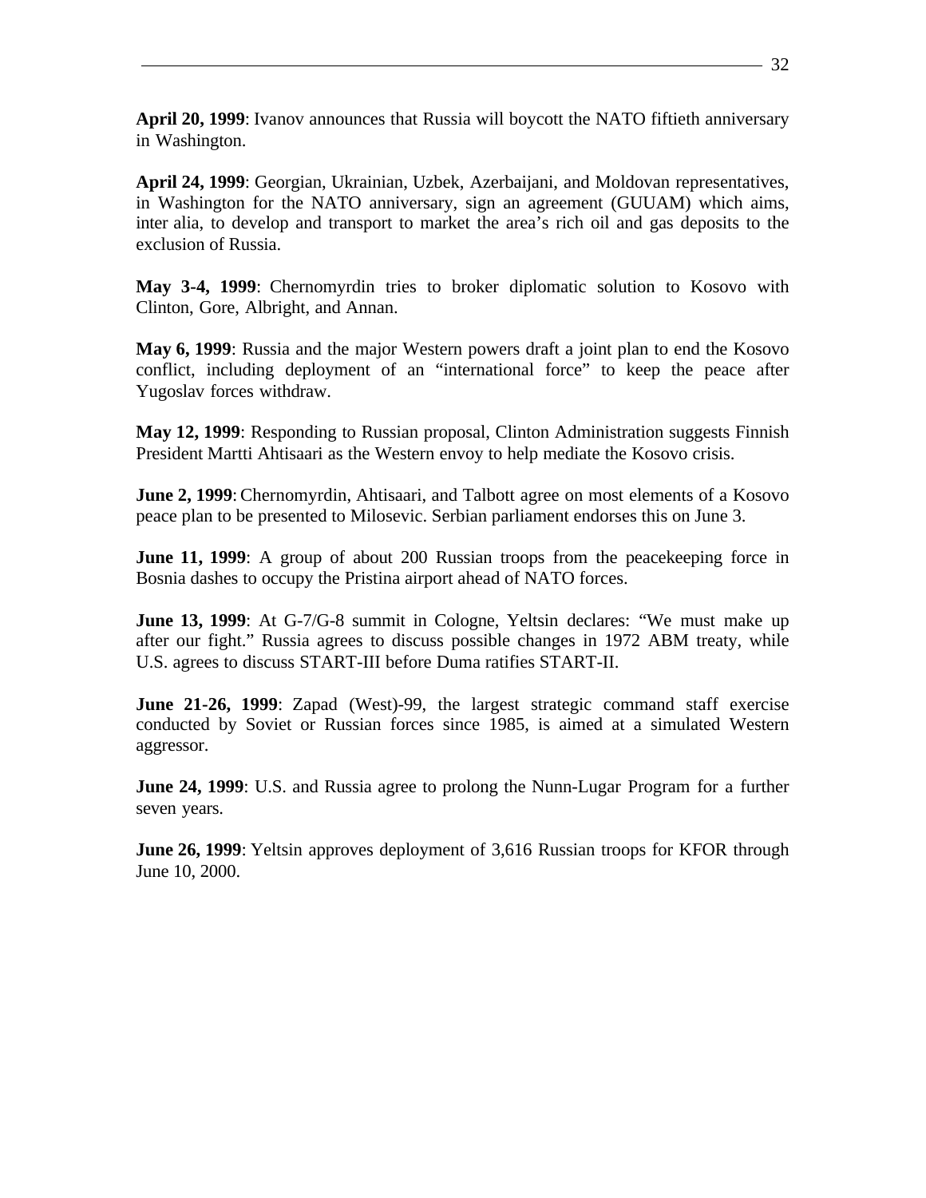**April 20, 1999**: Ivanov announces that Russia will boycott the NATO fiftieth anniversary in Washington.

**April 24, 1999**: Georgian, Ukrainian, Uzbek, Azerbaijani, and Moldovan representatives, in Washington for the NATO anniversary, sign an agreement (GUUAM) which aims, inter alia, to develop and transport to market the area's rich oil and gas deposits to the exclusion of Russia.

**May 3-4, 1999**: Chernomyrdin tries to broker diplomatic solution to Kosovo with Clinton, Gore, Albright, and Annan.

**May 6, 1999**: Russia and the major Western powers draft a joint plan to end the Kosovo conflict, including deployment of an "international force" to keep the peace after Yugoslav forces withdraw.

**May 12, 1999**: Responding to Russian proposal, Clinton Administration suggests Finnish President Martti Ahtisaari as the Western envoy to help mediate the Kosovo crisis.

**June 2, 1999**: Chernomyrdin, Ahtisaari, and Talbott agree on most elements of a Kosovo peace plan to be presented to Milosevic. Serbian parliament endorses this on June 3.

**June 11, 1999**: A group of about 200 Russian troops from the peacekeeping force in Bosnia dashes to occupy the Pristina airport ahead of NATO forces.

**June 13, 1999**: At G-7/G-8 summit in Cologne, Yeltsin declares: "We must make up after our fight." Russia agrees to discuss possible changes in 1972 ABM treaty, while U.S. agrees to discuss START-III before Duma ratifies START-II.

**June 21-26, 1999**: Zapad (West)-99, the largest strategic command staff exercise conducted by Soviet or Russian forces since 1985, is aimed at a simulated Western aggressor.

**June 24, 1999**: U.S. and Russia agree to prolong the Nunn-Lugar Program for a further seven years.

**June 26, 1999**: Yeltsin approves deployment of 3,616 Russian troops for KFOR through June 10, 2000.